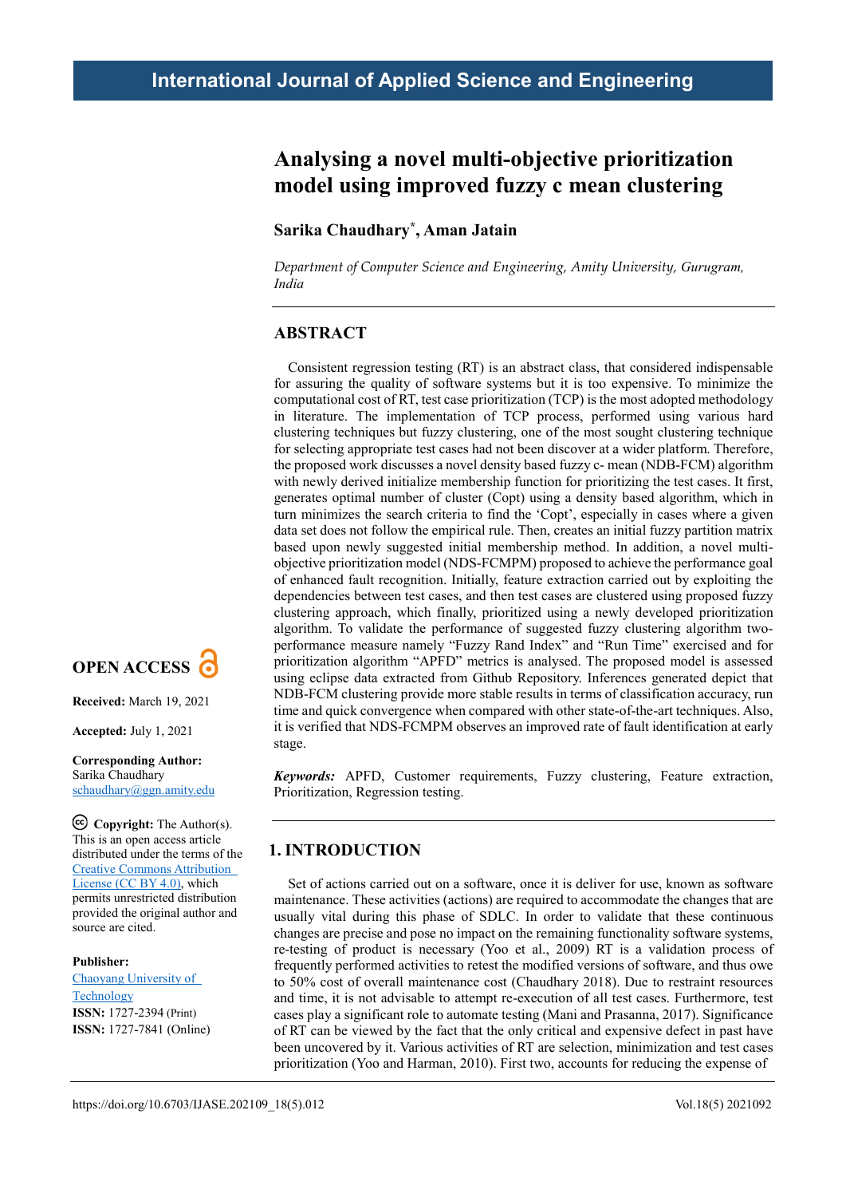# Analysing a novel multi-objective prioritization model using improved fuzzy c mean clustering

**Sarika Chaudhary[*], Aman Jatain**

*Department of Computer Science and Engineering, Amity University, Gurugram, India*

## ABSTRACT

Consistent regression testing (RT) is an abstract class, that considered indispensable for assuring the quality of software systems but it is too expensive. To minimize the computational cost of RT, test case prioritization (TCP) is the most adopted methodology in literature. The implementation of TCP process, performed using various hard clustering techniques but fuzzy clustering, one of the most sought clustering technique for selecting appropriate test cases had not been discover at a wider platform. Therefore, the proposed work discusses a novel density based fuzzy c- mean (NDB-FCM) algorithm with newly derived initialize membership function for prioritizing the test cases. It first, generates optimal number of cluster (Copt) using a density based algorithm, which in turn minimizes the search criteria to find the 'Copt', especially in cases where a given data set does not follow the empirical rule. Then, creates an initial fuzzy partition matrix based upon newly suggested initial membership method. In addition, a novel multi-objective prioritization model (NDS-FCMPM) proposed to achieve the performance goal of enhanced fault recognition. Initially, feature extraction carried out by exploiting the dependencies between test cases, and then test cases are clustered using proposed fuzzy clustering approach, which finally, prioritized using a newly developed prioritization algorithm. To validate the performance of suggested fuzzy clustering algorithm two-performance measure namely "Fuzzy Rand Index" and "Run Time" exercised and for prioritization algorithm "APFD" metrics is analysed. The proposed model is assessed using eclipse data extracted from Github Repository. Inferences generated depict that NDB-FCM clustering provide more stable results in terms of classification accuracy, run time and quick convergence when compared with other state-of-the-art techniques. Also, it is verified that NDS-FCMPM observes an improved rate of fault identification at early stage.

***Keywords:*** APFD, Customer requirements, Fuzzy clustering, Feature extraction, Prioritization, Regression testing.

**OPEN ACCESS**

**Received:** March 19, 2021

**Accepted:** July 1, 2021

**Corresponding Author:**
Sarika Chaudhary
schaudhary@ggn.amity.edu

**Copyright:** The Author(s). This is an open access article distributed under the terms of the Creative Commons Attribution License (CC BY 4.0), which permits unrestricted distribution provided the original author and source are cited.

**Publisher:**
Chaoyang University of Technology
**ISSN:** 1727-2394 (Print)
**ISSN:** 1727-7841 (Online)

## 1. INTRODUCTION

Set of actions carried out on a software, once it is deliver for use, known as software maintenance. These activities (actions) are required to accommodate the changes that are usually vital during this phase of SDLC. In order to validate that these continuous changes are precise and pose no impact on the remaining functionality software systems, re-testing of product is necessary (Yoo et al., 2009) RT is a validation process of frequently performed activities to retest the modified versions of software, and thus owe to 50% cost of overall maintenance cost (Chaudhary 2018). Due to restraint resources and time, it is not advisable to attempt re-execution of all test cases. Furthermore, test cases play a significant role to automate testing (Mani and Prasanna, 2017). Significance of RT can be viewed by the fact that the only critical and expensive defect in past have been uncovered by it. Various activities of RT are selection, minimization and test cases prioritization (Yoo and Harman, 2010). First two, accounts for reducing the expense of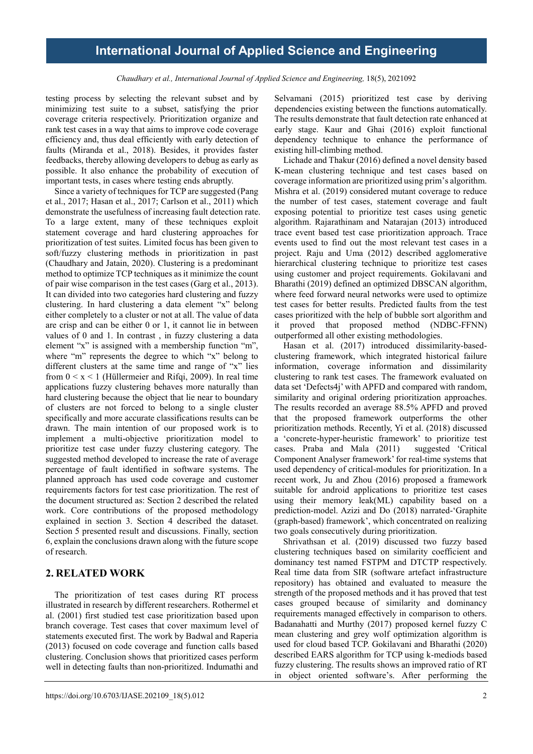testing process by selecting the relevant subset and by minimizing test suite to a subset, satisfying the prior coverage criteria respectively. Prioritization organize and rank test cases in a way that aims to improve code coverage efficiency and, thus deal efficiently with early detection of faults (Miranda et al., 2018). Besides, it provides faster feedbacks, thereby allowing developers to debug as early as possible. It also enhance the probability of execution of important tests, in cases where testing ends abruptly.

Since a variety of techniques for TCP are suggested (Pang et al., 2017; Hasan et al., 2017; Carlson et al., 2011) which demonstrate the usefulness of increasing fault detection rate. To a large extent, many of these techniques exploit statement coverage and hard clustering approaches for prioritization of test suites. Limited focus has been given to soft/fuzzy clustering methods in prioritization in past (Chaudhary and Jatain, 2020). Clustering is a predominant method to optimize TCP techniques as it minimize the count of pair wise comparison in the test cases (Garg et al., 2013). It can divided into two categories hard clustering and fuzzy clustering. In hard clustering a data element "x" belong either completely to a cluster or not at all. The value of data are crisp and can be either 0 or 1, it cannot lie in between values of 0 and 1. In contrast , in fuzzy clustering a data element "x" is assigned with a membership function "m", where "m" represents the degree to which "x" belong to different clusters at the same time and range of "x" lies from $0 < x < 1$ (Hüllermeier and Rifqi, 2009). In real time applications fuzzy clustering behaves more naturally than hard clustering because the object that lie near to boundary of clusters are not forced to belong to a single cluster specifically and more accurate classifications results can be drawn. The main intention of our proposed work is to implement a multi-objective prioritization model to prioritize test case under fuzzy clustering category. The suggested method developed to increase the rate of average percentage of fault identified in software systems. The planned approach has used code coverage and customer requirements factors for test case prioritization. The rest of the document structured as: Section 2 described the related work. Core contributions of the proposed methodology explained in section 3. Section 4 described the dataset. Section 5 presented result and discussions. Finally, section 6, explain the conclusions drawn along with the future scope of research.

## 2. RELATED WORK

The prioritization of test cases during RT process illustrated in research by different researchers. Rothermel et al. (2001) first studied test case prioritization based upon branch coverage. Test cases that cover maximum level of statements executed first. The work by Badwal and Raperia (2013) focused on code coverage and function calls based clustering. Conclusion shows that prioritized cases perform well in detecting faults than non-prioritized. Indumathi and Selvamani (2015) prioritized test case by deriving dependencies existing between the functions automatically. The results demonstrate that fault detection rate enhanced at early stage. Kaur and Ghai (2016) exploit functional dependency technique to enhance the performance of existing hill-climbing method.

Lichade and Thakur (2016) defined a novel density based K-mean clustering technique and test cases based on coverage information are prioritized using prim's algorithm. Mishra et al. (2019) considered mutant coverage to reduce the number of test cases, statement coverage and fault exposing potential to prioritize test cases using genetic algorithm. Rajarathinam and Natarajan (2013) introduced trace event based test case prioritization approach. Trace events used to find out the most relevant test cases in a project. Raju and Uma (2012) described agglomerative hierarchical clustering technique to prioritize test cases using customer and project requirements. Gokilavani and Bharathi (2019) defined an optimized DBSCAN algorithm, where feed forward neural networks were used to optimize test cases for better results. Predicted faults from the test cases prioritized with the help of bubble sort algorithm and it proved that proposed method (NDBC-FFNN) outperformed all other existing methodologies.

Hasan et al. (2017) introduced dissimilarity-based-clustering framework, which integrated historical failure information, coverage information and dissimilarity clustering to rank test cases. The framework evaluated on data set 'Defects4j' with APFD and compared with random, similarity and original ordering prioritization approaches. The results recorded an average 88.5% APFD and proved that the proposed framework outperforms the other prioritization methods. Recently, Yi et al. (2018) discussed a 'concrete-hyper-heuristic framework' to prioritize test cases. Praba and Mala (2011) suggested 'Critical Component Analyser framework' for real-time systems that used dependency of critical-modules for prioritization. In a recent work, Ju and Zhou (2016) proposed a framework suitable for android applications to prioritize test cases using their memory leak(ML) capability based on a prediction-model. Azizi and Do (2018) narrated-'Graphite (graph-based) framework', which concentrated on realizing two goals consecutively during prioritization.

Shrivathsan et al. (2019) discussed two fuzzy based clustering techniques based on similarity coefficient and dominancy test named FSTPM and DTCTP respectively. Real time data from SIR (software artefact infrastructure repository) has obtained and evaluated to measure the strength of the proposed methods and it has proved that test cases grouped because of similarity and dominancy requirements managed effectively in comparison to others. Badanahatti and Murthy (2017) proposed kernel fuzzy C mean clustering and grey wolf optimization algorithm is used for cloud based TCP. Gokilavani and Bharathi (2020) described EARS algorithm for TCP using k-mediods based fuzzy clustering. The results shows an improved ratio of RT in object oriented software's. After performing the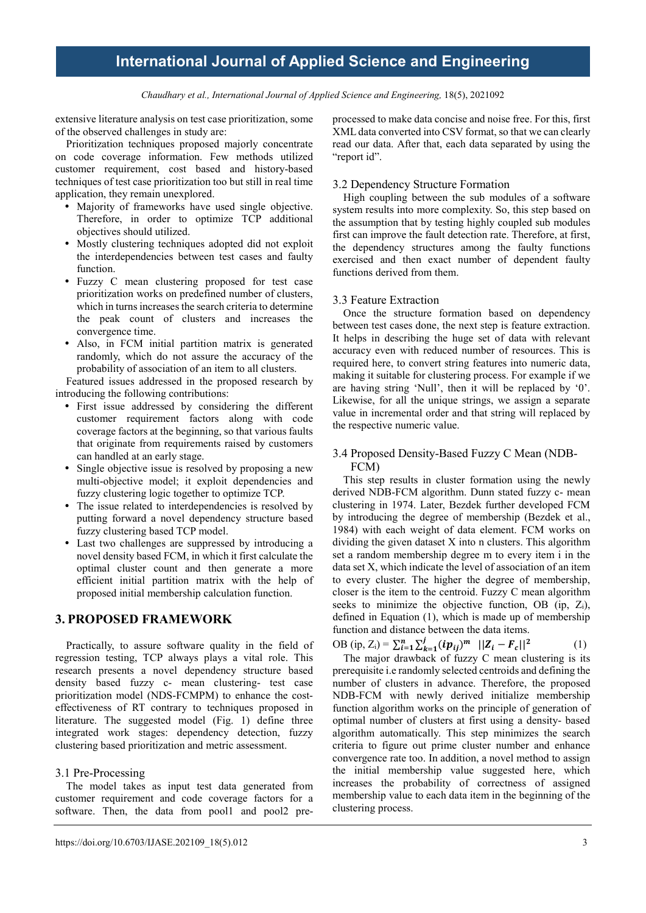extensive literature analysis on test case prioritization, some of the observed challenges in study are:

Prioritization techniques proposed majorly concentrate on code coverage information. Few methods utilized customer requirement, cost based and history-based techniques of test case prioritization too but still in real time application, they remain unexplored.

- Majority of frameworks have used single objective. Therefore, in order to optimize TCP additional objectives should utilized.
- Mostly clustering techniques adopted did not exploit the interdependencies between test cases and faulty function.
- Fuzzy C mean clustering proposed for test case prioritization works on predefined number of clusters, which in turns increases the search criteria to determine the peak count of clusters and increases the convergence time.
- Also, in FCM initial partition matrix is generated randomly, which do not assure the accuracy of the probability of association of an item to all clusters.

Featured issues addressed in the proposed research by introducing the following contributions:

- First issue addressed by considering the different customer requirement factors along with code coverage factors at the beginning, so that various faults that originate from requirements raised by customers can handled at an early stage.
- Single objective issue is resolved by proposing a new multi-objective model; it exploit dependencies and fuzzy clustering logic together to optimize TCP.
- The issue related to interdependencies is resolved by putting forward a novel dependency structure based fuzzy clustering based TCP model.
- Last two challenges are suppressed by introducing a novel density based FCM, in which it first calculate the optimal cluster count and then generate a more efficient initial partition matrix with the help of proposed initial membership calculation function.

## 3. PROPOSED FRAMEWORK

Practically, to assure software quality in the field of regression testing, TCP always plays a vital role. This research presents a novel dependency structure based density based fuzzy c- mean clustering- test case prioritization model (NDS-FCMPM) to enhance the cost-effectiveness of RT contrary to techniques proposed in literature. The suggested model (Fig. 1) define three integrated work stages: dependency detection, fuzzy clustering based prioritization and metric assessment.

### 3.1 Pre-Processing

The model takes as input test data generated from customer requirement and code coverage factors for a software. Then, the data from pool1 and pool2 pre-processed to make data concise and noise free. For this, first XML data converted into CSV format, so that we can clearly read our data. After that, each data separated by using the "report id".

### 3.2 Dependency Structure Formation

High coupling between the sub modules of a software system results into more complexity. So, this step based on the assumption that by testing highly coupled sub modules first can improve the fault detection rate. Therefore, at first, the dependency structures among the faulty functions exercised and then exact number of dependent faulty functions derived from them.

### 3.3 Feature Extraction

Once the structure formation based on dependency between test cases done, the next step is feature extraction. It helps in describing the huge set of data with relevant accuracy even with reduced number of resources. This is required here, to convert string features into numeric data, making it suitable for clustering process. For example if we are having string 'Null', then it will be replaced by '0'. Likewise, for all the unique strings, we assign a separate value in incremental order and that string will replaced by the respective numeric value.

### 3.4 Proposed Density-Based Fuzzy C Mean (NDB-FCM)

This step results in cluster formation using the newly derived NDB-FCM algorithm. Dunn stated fuzzy c- mean clustering in 1974. Later, Bezdek further developed FCM by introducing the degree of membership (Bezdek et al., 1984) with each weight of data element. FCM works on dividing the given dataset X into n clusters. This algorithm set a random membership degree m to every item i in the data set X, which indicate the level of association of an item to every cluster. The higher the degree of membership, closer is the item to the centroid. Fuzzy C mean algorithm seeks to minimize the objective function, OB (ip, $Z_i$), defined in Equation (1), which is made up of membership function and distance between the data items.

$$\text{OB}\ (ip, Z_i) = \sum_{i=1}^{n} \sum_{k=1}^{j} (\boldsymbol{ip_{ij}})^{\boldsymbol{m}} \ \ ||\boldsymbol{Z_i} - \boldsymbol{F_c}||^{\boldsymbol{2}} \qquad (1)$$

The major drawback of fuzzy C mean clustering is its prerequisite i.e randomly selected centroids and defining the number of clusters in advance. Therefore, the proposed NDB-FCM with newly derived initialize membership function algorithm works on the principle of generation of optimal number of clusters at first using a density- based algorithm automatically. This step minimizes the search criteria to figure out prime cluster number and enhance convergence rate too. In addition, a novel method to assign the initial membership value suggested here, which increases the probability of correctness of assigned membership value to each data item in the beginning of the clustering process.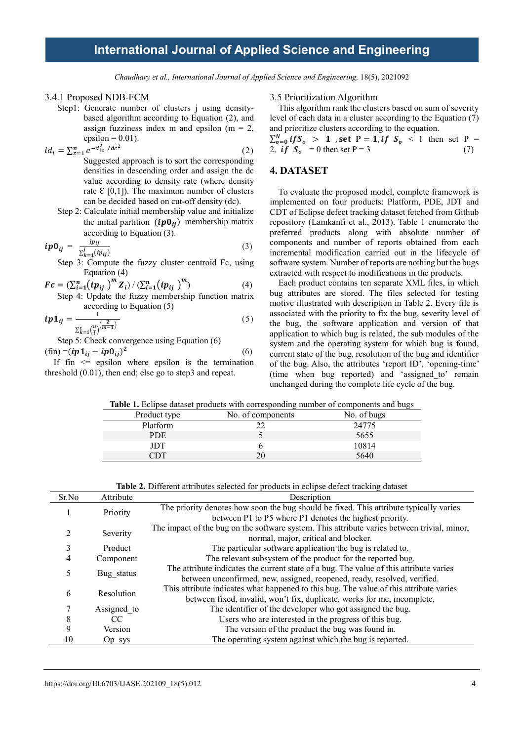### 3.4.1 Proposed NDB-FCM

Step1: Generate number of clusters j using density-based algorithm according to Equation (2), and assign fuzziness index m and epsilon (m = 2, epsilon = 0.01).

$$ld_i = \sum_{z=1}^{n} e^{-d_{iz}^2/dc^2} \quad (2)$$

Suggested approach is to sort the corresponding densities in descending order and assign the dc value according to density rate (where density rate Ɛ [0,1]). The maximum number of clusters can be decided based on cut-off density (dc).

Step 2: Calculate initial membership value and initialize the initial partition $(\boldsymbol{ip0_{ij}})$ membership matrix according to Equation (3).

$$\boldsymbol{ip0_{ij}} = \frac{ip_{ij}}{\sum_{k=1}^{j}(ip_{ij})} \quad (3)$$

Step 3: Compute the fuzzy cluster centroid Fc, using Equation (4)

$$\boldsymbol{Fc} = \left(\sum_{i=1}^{n}(\boldsymbol{ip_{ij}})^{m}\boldsymbol{Z_i}\right) / \left(\sum_{i=1}^{n}(\boldsymbol{ip_{ij}})^{m}\right) \quad (4)$$

Step 4: Update the fuzzy membership function matrix according to Equation (5)

$$\boldsymbol{ip1_{ij}} = \frac{1}{\sum_{k=1}^{c}\left(\frac{u}{l}\right)^{\left(\frac{2}{m-1}\right)}} \quad (5)$$

Step 5: Check convergence using Equation (6)

$$(\text{fin}) = (\boldsymbol{ip1_{ij}} - \boldsymbol{ip0_{ij}})^2 \quad (6)$$

If fin <= epsilon where epsilon is the termination threshold (0.01), then end; else go to step3 and repeat.

### 3.5 Prioritization Algorithm

This algorithm rank the clusters based on sum of severity level of each data in a cluster according to the Equation (7) and prioritize clusters according to the equation.

$$\sum_{\sigma=0}^{N} \boldsymbol{if} \boldsymbol{S_\sigma} > \mathbf{1}\text{, set } \mathbf{P = 1}, \boldsymbol{if}\ \boldsymbol{S_\sigma} < 1 \text{ then set P = 2, } \boldsymbol{if}\ \boldsymbol{S_\sigma} = 0 \text{ then set P = 3} \quad (7)$$

## 4. DATASET

To evaluate the proposed model, complete framework is implemented on four products: Platform, PDE, JDT and CDT of Eclipse defect tracking dataset fetched from Github repository (Lamkanfi et al., 2013). Table 1 enumerate the preferred products along with absolute number of components and number of reports obtained from each incremental modification carried out in the lifecycle of software system. Number of reports are nothing but the bugs extracted with respect to modifications in the products.

Each product contains ten separate XML files, in which bug attributes are stored. The files selected for testing motive illustrated with description in Table 2. Every file is associated with the priority to fix the bug, severity level of the bug, the software application and version of that application to which bug is related, the sub modules of the system and the operating system for which bug is found, current state of the bug, resolution of the bug and identifier of the bug. Also, the attributes 'report ID', 'opening-time' (time when bug reported) and 'assigned_to' remain unchanged during the complete life cycle of the bug.

**Table 1.** Eclipse dataset products with corresponding number of components and bugs

| Product type | No. of components | No. of bugs |
|---|---|---|
| Platform | 22 | 24775 |
| PDE | 5 | 5655 |
| JDT | 6 | 10814 |
| CDT | 20 | 5640 |

**Table 2.** Different attributes selected for products in eclipse defect tracking dataset

| Sr.No | Attribute | Description |
|---|---|---|
| 1 | Priority | The priority denotes how soon the bug should be fixed. This attribute typically varies between P1 to P5 where P1 denotes the highest priority. |
| 2 | Severity | The impact of the bug on the software system. This attribute varies between trivial, minor, normal, major, critical and blocker. |
| 3 | Product | The particular software application the bug is related to. |
| 4 | Component | The relevant subsystem of the product for the reported bug. |
| 5 | Bug_status | The attribute indicates the current state of a bug. The value of this attribute varies between unconfirmed, new, assigned, reopened, ready, resolved, verified. |
| 6 | Resolution | This attribute indicates what happened to this bug. The value of this attribute varies between fixed, invalid, won't fix, duplicate, works for me, incomplete. |
| 7 | Assigned_to | The identifier of the developer who got assigned the bug. |
| 8 | CC | Users who are interested in the progress of this bug. |
| 9 | Version | The version of the product the bug was found in. |
| 10 | Op_sys | The operating system against which the bug is reported. |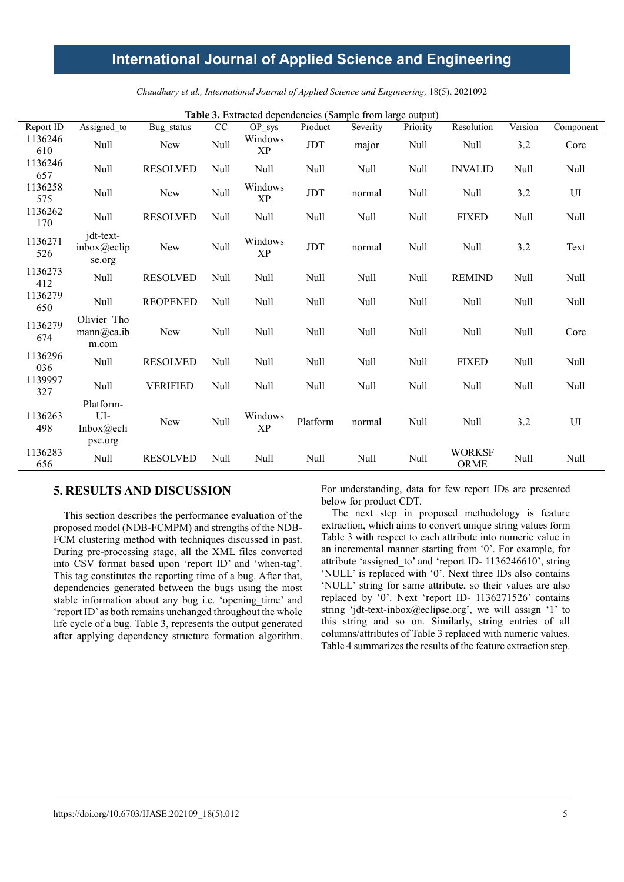**Table 3.** Extracted dependencies (Sample from large output)

| Report ID | Assigned_to | Bug_status | CC | OP_sys | Product | Severity | Priority | Resolution | Version | Component |
|---|---|---|---|---|---|---|---|---|---|---|
| 1136246610 | Null | New | Null | Windows XP | JDT | major | Null | Null | 3.2 | Core |
| 1136246657 | Null | RESOLVED | Null | Null | Null | Null | Null | INVALID | Null | Null |
| 1136258575 | Null | New | Null | Windows XP | JDT | normal | Null | Null | 3.2 | UI |
| 1136262170 | Null | RESOLVED | Null | Null | Null | Null | Null | FIXED | Null | Null |
| 1136271526 | jdt-text-inbox@eclipse.org | New | Null | Windows XP | JDT | normal | Null | Null | 3.2 | Text |
| 1136273412 | Null | RESOLVED | Null | Null | Null | Null | Null | REMIND | Null | Null |
| 1136279650 | Null | REOPENED | Null | Null | Null | Null | Null | Null | Null | Null |
| 1136279674 | Olivier_Thomann@ca.ibm.com | New | Null | Null | Null | Null | Null | Null | Null | Core |
| 1136296036 | Null | RESOLVED | Null | Null | Null | Null | Null | FIXED | Null | Null |
| 1139997327 | Null | VERIFIED | Null | Null | Null | Null | Null | Null | Null | Null |
| 1136263498 | Platform-UI-Inbox@eclipse.org | New | Null | Windows XP | Platform | normal | Null | Null | 3.2 | UI |
| 1136283656 | Null | RESOLVED | Null | Null | Null | Null | Null | WORKSFORME | Null | Null |

## 5. RESULTS AND DISCUSSION

This section describes the performance evaluation of the proposed model (NDB-FCMPM) and strengths of the NDB-FCM clustering method with techniques discussed in past. During pre-processing stage, all the XML files converted into CSV format based upon 'report ID' and 'when-tag'. This tag constitutes the reporting time of a bug. After that, dependencies generated between the bugs using the most stable information about any bug i.e. 'opening_time' and 'report ID' as both remains unchanged throughout the whole life cycle of a bug. Table 3, represents the output generated after applying dependency structure formation algorithm. For understanding, data for few report IDs are presented below for product CDT.

The next step in proposed methodology is feature extraction, which aims to convert unique string values form Table 3 with respect to each attribute into numeric value in an incremental manner starting from '0'. For example, for attribute 'assigned_to' and 'report ID- 1136246610', string 'NULL' is replaced with '0'. Next three IDs also contains 'NULL' string for same attribute, so their values are also replaced by '0'. Next 'report ID- 1136271526' contains string 'jdt-text-inbox@eclipse.org', we will assign '1' to this string and so on. Similarly, string entries of all columns/attributes of Table 3 replaced with numeric values. Table 4 summarizes the results of the feature extraction step.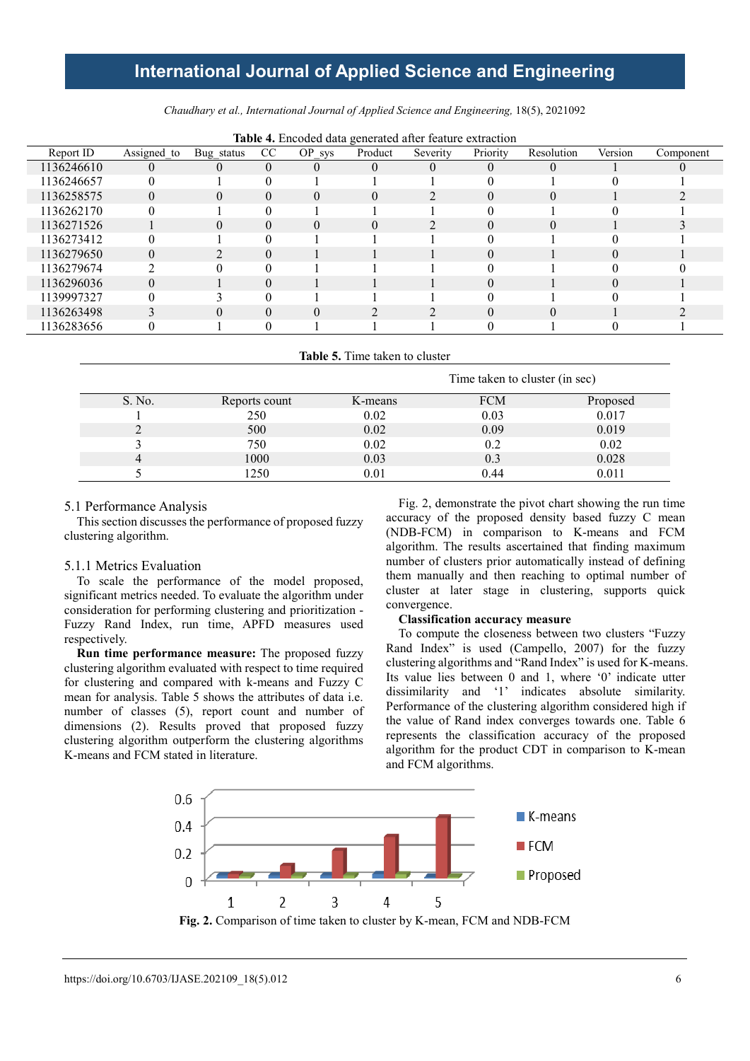**Table 4.** Encoded data generated after feature extraction

| Report ID | Assigned_to | Bug_status | CC | OP_sys | Product | Severity | Priority | Resolution | Version | Component |
|---|---|---|---|---|---|---|---|---|---|---|
| 1136246610 | 0 | 0 | 0 | 0 | 0 | 0 | 0 | 0 | 1 | 0 |
| 1136246657 | 0 | 1 | 0 | 1 | 1 | 1 | 0 | 1 | 0 | 1 |
| 1136258575 | 0 | 0 | 0 | 0 | 0 | 2 | 0 | 0 | 1 | 2 |
| 1136262170 | 0 | 1 | 0 | 1 | 1 | 1 | 0 | 1 | 0 | 1 |
| 1136271526 | 1 | 0 | 0 | 0 | 0 | 2 | 0 | 0 | 1 | 3 |
| 1136273412 | 0 | 1 | 0 | 1 | 1 | 1 | 0 | 1 | 0 | 1 |
| 1136279650 | 0 | 2 | 0 | 1 | 1 | 1 | 0 | 1 | 0 | 1 |
| 1136279674 | 2 | 0 | 0 | 1 | 1 | 1 | 0 | 1 | 0 | 0 |
| 1136296036 | 0 | 1 | 0 | 1 | 1 | 1 | 0 | 1 | 0 | 1 |
| 1139997327 | 0 | 3 | 0 | 1 | 1 | 1 | 0 | 1 | 0 | 1 |
| 1136263498 | 3 | 0 | 0 | 0 | 2 | 2 | 0 | 0 | 1 | 2 |
| 1136283656 | 0 | 1 | 0 | 1 | 1 | 1 | 0 | 1 | 0 | 1 |

**Table 5.** Time taken to cluster

| | | Time taken to cluster (in sec) | | |
|---|---|---|---|---|
| S. No. | Reports count | K-means | FCM | Proposed |
| 1 | 250 | 0.02 | 0.03 | 0.017 |
| 2 | 500 | 0.02 | 0.09 | 0.019 |
| 3 | 750 | 0.02 | 0.2 | 0.02 |
| 4 | 1000 | 0.03 | 0.3 | 0.028 |
| 5 | 1250 | 0.01 | 0.44 | 0.011 |

## 5.1 Performance Analysis

This section discusses the performance of proposed fuzzy clustering algorithm.

### 5.1.1 Metrics Evaluation

To scale the performance of the model proposed, significant metrics needed. To evaluate the algorithm under consideration for performing clustering and prioritization - Fuzzy Rand Index, run time, APFD measures used respectively.

**Run time performance measure:** The proposed fuzzy clustering algorithm evaluated with respect to time required for clustering and compared with k-means and Fuzzy C mean for analysis. Table 5 shows the attributes of data i.e. number of classes (5), report count and number of dimensions (2). Results proved that proposed fuzzy clustering algorithm outperform the clustering algorithms K-means and FCM stated in literature.

Fig. 2, demonstrate the pivot chart showing the run time accuracy of the proposed density based fuzzy C mean (NDB-FCM) in comparison to K-means and FCM algorithm. The results ascertained that finding maximum number of clusters prior automatically instead of defining them manually and then reaching to optimal number of cluster at later stage in clustering, supports quick convergence.

**Classification accuracy measure**

To compute the closeness between two clusters "Fuzzy Rand Index" is used (Campello, 2007) for the fuzzy clustering algorithms and "Rand Index" is used for K-means. Its value lies between 0 and 1, where '0' indicate utter dissimilarity and '1' indicates absolute similarity. Performance of the clustering algorithm considered high if the value of Rand index converges towards one. Table 6 represents the classification accuracy of the proposed algorithm for the product CDT in comparison to K-mean and FCM algorithms.

**Fig. 2.** Comparison of time taken to cluster by K-mean, FCM and NDB-FCM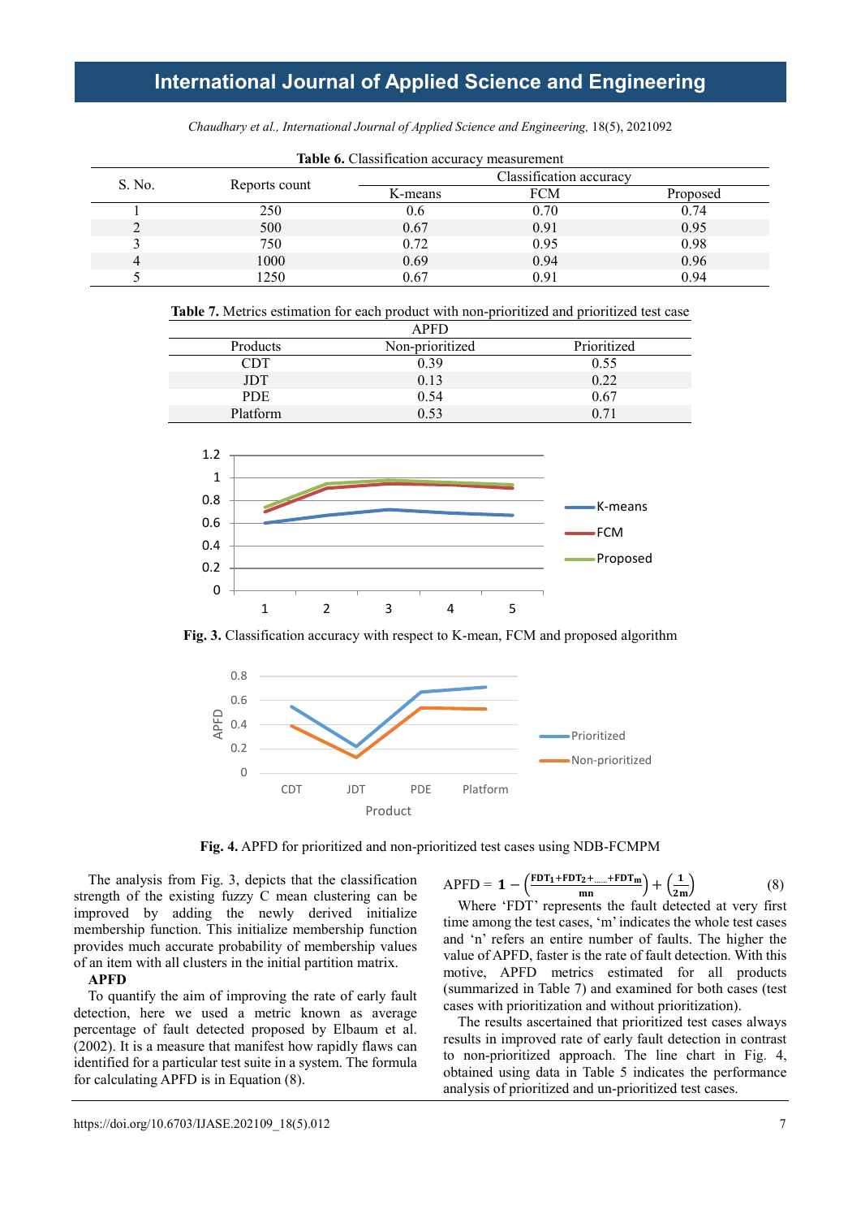**Table 6.** Classification accuracy measurement

| S. No. | Reports count | Classification accuracy | | |
|---|---|---|---|---|
| | | K-means | FCM | Proposed |
| 1 | 250 | 0.6 | 0.70 | 0.74 |
| 2 | 500 | 0.67 | 0.91 | 0.95 |
| 3 | 750 | 0.72 | 0.95 | 0.98 |
| 4 | 1000 | 0.69 | 0.94 | 0.96 |
| 5 | 1250 | 0.67 | 0.91 | 0.94 |

**Table 7.** Metrics estimation for each product with non-prioritized and prioritized test case

| | APFD | |
|---|---|---|
| Products | Non-prioritized | Prioritized |
| CDT | 0.39 | 0.55 |
| JDT | 0.13 | 0.22 |
| PDE | 0.54 | 0.67 |
| Platform | 0.53 | 0.71 |

**Fig. 3.** Classification accuracy with respect to K-mean, FCM and proposed algorithm

**Fig. 4.** APFD for prioritized and non-prioritized test cases using NDB-FCMPM

The analysis from Fig. 3, depicts that the classification strength of the existing fuzzy C mean clustering can be improved by adding the newly derived initialize membership function. This initialize membership function provides much accurate probability of membership values of an item with all clusters in the initial partition matrix.

**APFD**

To quantify the aim of improving the rate of early fault detection, here we used a metric known as average percentage of fault detected proposed by Elbaum et al. (2002). It is a measure that manifest how rapidly flaws can identified for a particular test suite in a system. The formula for calculating APFD is in Equation (8).

$$\text{APFD} = \mathbf{1} - \left(\frac{\mathbf{FDT_1+FDT_2+\ldots\ldots+FDT_m}}{\mathbf{mn}}\right) + \left(\frac{\mathbf{1}}{\mathbf{2m}}\right) \quad (8)$$

Where 'FDT' represents the fault detected at very first time among the test cases, 'm' indicates the whole test cases and 'n' refers an entire number of faults. The higher the value of APFD, faster is the rate of fault detection. With this motive, APFD metrics estimated for all products (summarized in Table 7) and examined for both cases (test cases with prioritization and without prioritization).

The results ascertained that prioritized test cases always results in improved rate of early fault detection in contrast to non-prioritized approach. The line chart in Fig. 4, obtained using data in Table 5 indicates the performance analysis of prioritized and un-prioritized test cases.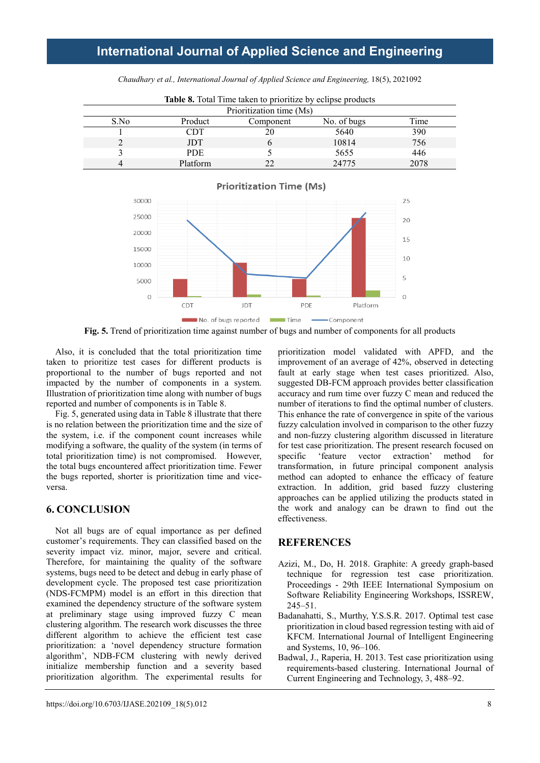**Table 8.** Total Time taken to prioritize by eclipse products

| Prioritization time (Ms) | | | | |
|---|---|---|---|---|
| S.No | Product | Component | No. of bugs | Time |
| 1 | CDT | 20 | 5640 | 390 |
| 2 | JDT | 6 | 10814 | 756 |
| 3 | PDE | 5 | 5655 | 446 |
| 4 | Platform | 22 | 24775 | 2078 |

**Fig. 5.** Trend of prioritization time against number of bugs and number of components for all products

Also, it is concluded that the total prioritization time taken to prioritize test cases for different products is proportional to the number of bugs reported and not impacted by the number of components in a system. Illustration of prioritization time along with number of bugs reported and number of components is in Table 8.

Fig. 5, generated using data in Table 8 illustrate that there is no relation between the prioritization time and the size of the system, i.e. if the component count increases while modifying a software, the quality of the system (in terms of total prioritization time) is not compromised. However, the total bugs encountered affect prioritization time. Fewer the bugs reported, shorter is prioritization time and vice-versa.

## 6. CONCLUSION

Not all bugs are of equal importance as per defined customer's requirements. They can classified based on the severity impact viz. minor, major, severe and critical. Therefore, for maintaining the quality of the software systems, bugs need to be detect and debug in early phase of development cycle. The proposed test case prioritization (NDS-FCMPM) model is an effort in this direction that examined the dependency structure of the software system at preliminary stage using improved fuzzy C mean clustering algorithm. The research work discusses the three different algorithm to achieve the efficient test case prioritization: a 'novel dependency structure formation algorithm', NDB-FCM clustering with newly derived initialize membership function and a severity based prioritization algorithm. The experimental results for prioritization model validated with APFD, and the improvement of an average of 42%, observed in detecting fault at early stage when test cases prioritized. Also, suggested DB-FCM approach provides better classification accuracy and rum time over fuzzy C mean and reduced the number of iterations to find the optimal number of clusters. This enhance the rate of convergence in spite of the various fuzzy calculation involved in comparison to the other fuzzy and non-fuzzy clustering algorithm discussed in literature for test case prioritization. The present research focused on specific 'feature vector extraction' method for transformation, in future principal component analysis method can adopted to enhance the efficacy of feature extraction. In addition, grid based fuzzy clustering approaches can be applied utilizing the products stated in the work and analogy can be drawn to find out the effectiveness.

## REFERENCES

Azizi, M., Do, H. 2018. Graphite: A greedy graph-based technique for regression test case prioritization. Proceedings - 29th IEEE International Symposium on Software Reliability Engineering Workshops, ISSREW, 245–51.

Badanahatti, S., Murthy, Y.S.S.R. 2017. Optimal test case prioritization in cloud based regression testing with aid of KFCM. International Journal of Intelligent Engineering and Systems, 10, 96–106.

Badwal, J., Raperia, H. 2013. Test case prioritization using requirements-based clustering. International Journal of Current Engineering and Technology, 3, 488–92.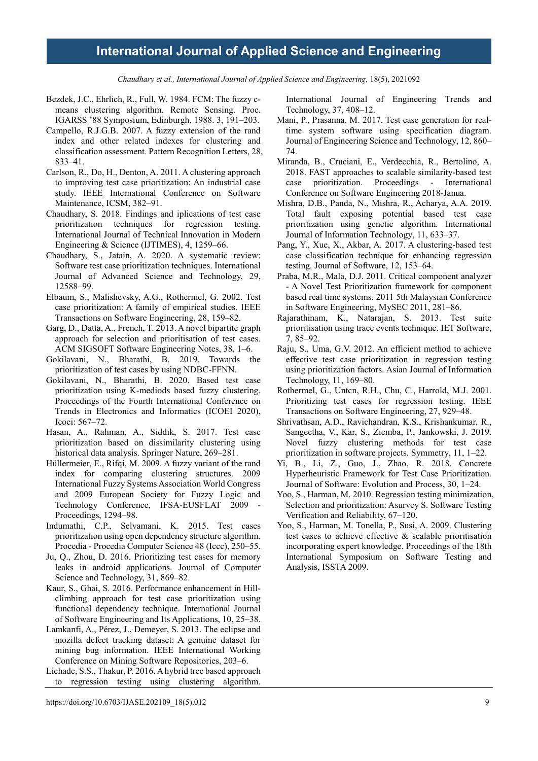Bezdek, J.C., Ehrlich, R., Full, W. 1984. FCM: The fuzzy c-means clustering algorithm. Remote Sensing. Proc. IGARSS '88 Symposium, Edinburgh, 1988. 3, 191–203.

Campello, R.J.G.B. 2007. A fuzzy extension of the rand index and other related indexes for clustering and classification assessment. Pattern Recognition Letters, 28, 833–41.

Carlson, R., Do, H., Denton, A. 2011. A clustering approach to improving test case prioritization: An industrial case study. IEEE International Conference on Software Maintenance, ICSM, 382–91.

Chaudhary, S. 2018. Findings and iplications of test case prioritization techniques for regression testing. International Journal of Technical Innovation in Modern Engineering & Science (IJTIMES), 4, 1259–66.

Chaudhary, S., Jatain, A. 2020. A systematic review: Software test case prioritization techniques. International Journal of Advanced Science and Technology, 29, 12588–99.

Elbaum, S., Malishevsky, A.G., Rothermel, G. 2002. Test case prioritization: A family of empirical studies. IEEE Transactions on Software Engineering, 28, 159–82.

Garg, D., Datta, A., French, T. 2013. A novel bipartite graph approach for selection and prioritisation of test cases. ACM SIGSOFT Software Engineering Notes, 38, 1–6.

Gokilavani, N., Bharathi, B. 2019. Towards the prioritization of test cases by using NDBC-FFNN.

Gokilavani, N., Bharathi, B. 2020. Based test case prioritization using K-mediods based fuzzy clustering. Proceedings of the Fourth International Conference on Trends in Electronics and Informatics (ICOEI 2020), Icoei: 567–72.

Hasan, A., Rahman, A., Siddik, S. 2017. Test case prioritization based on dissimilarity clustering using historical data analysis. Springer Nature, 269–281.

Hüllermeier, E., Rifqi, M. 2009. A fuzzy variant of the rand index for comparing clustering structures. 2009 International Fuzzy Systems Association World Congress and 2009 European Society for Fuzzy Logic and Technology Conference, IFSA-EUSFLAT 2009 - Proceedings, 1294–98.

Indumathi, C.P., Selvamani, K. 2015. Test cases prioritization using open dependency structure algorithm. Procedia - Procedia Computer Science 48 (Iccc), 250–55.

Ju, Q., Zhou, D. 2016. Prioritizing test cases for memory leaks in android applications. Journal of Computer Science and Technology, 31, 869–82.

Kaur, S., Ghai, S. 2016. Performance enhancement in Hill-climbing approach for test case prioritization using functional dependency technique. International Journal of Software Engineering and Its Applications, 10, 25–38.

Lamkanfi, A., Pérez, J., Demeyer, S. 2013. The eclipse and mozilla defect tracking dataset: A genuine dataset for mining bug information. IEEE International Working Conference on Mining Software Repositories, 203–6.

Lichade, S.S., Thakur, P. 2016. A hybrid tree based approach to regression testing using clustering algorithm. International Journal of Engineering Trends and Technology, 37, 408–12.

Mani, P., Prasanna, M. 2017. Test case generation for real-time system software using specification diagram. Journal of Engineering Science and Technology, 12, 860–74.

Miranda, B., Cruciani, E., Verdecchia, R., Bertolino, A. 2018. FAST approaches to scalable similarity-based test case prioritization. Proceedings - International Conference on Software Engineering 2018-Janua.

Mishra, D.B., Panda, N., Mishra, R., Acharya, A.A. 2019. Total fault exposing potential based test case prioritization using genetic algorithm. International Journal of Information Technology, 11, 633–37.

Pang, Y., Xue, X., Akbar, A. 2017. A clustering-based test case classification technique for enhancing regression testing. Journal of Software, 12, 153–64.

Praba, M.R., Mala, D.J. 2011. Critical component analyzer - A Novel Test Prioritization framework for component based real time systems. 2011 5th Malaysian Conference in Software Engineering, MySEC 2011, 281–86.

Rajarathinam, K., Natarajan, S. 2013. Test suite prioritisation using trace events technique. IET Software, 7, 85–92.

Raju, S., Uma, G.V. 2012. An efficient method to achieve effective test case prioritization in regression testing using prioritization factors. Asian Journal of Information Technology, 11, 169–80.

Rothermel, G., Untcn, R.H., Chu, C., Harrold, M.J. 2001. Prioritizing test cases for regression testing. IEEE Transactions on Software Engineering, 27, 929–48.

Shrivathsan, A.D., Ravichandran, K.S., Krishankumar, R., Sangeetha, V., Kar, S., Ziemba, P., Jankowski, J. 2019. Novel fuzzy clustering methods for test case prioritization in software projects. Symmetry, 11, 1–22.

Yi, B., Li, Z., Guo, J., Zhao, R. 2018. Concrete Hyperheuristic Framework for Test Case Prioritization. Journal of Software: Evolution and Process, 30, 1–24.

Yoo, S., Harman, M. 2010. Regression testing minimization, Selection and prioritization: Asurvey S. Software Testing Verification and Reliability, 67–120.

Yoo, S., Harman, M. Tonella, P., Susi, A. 2009. Clustering test cases to achieve effective & scalable prioritisation incorporating expert knowledge. Proceedings of the 18th International Symposium on Software Testing and Analysis, ISSTA 2009.